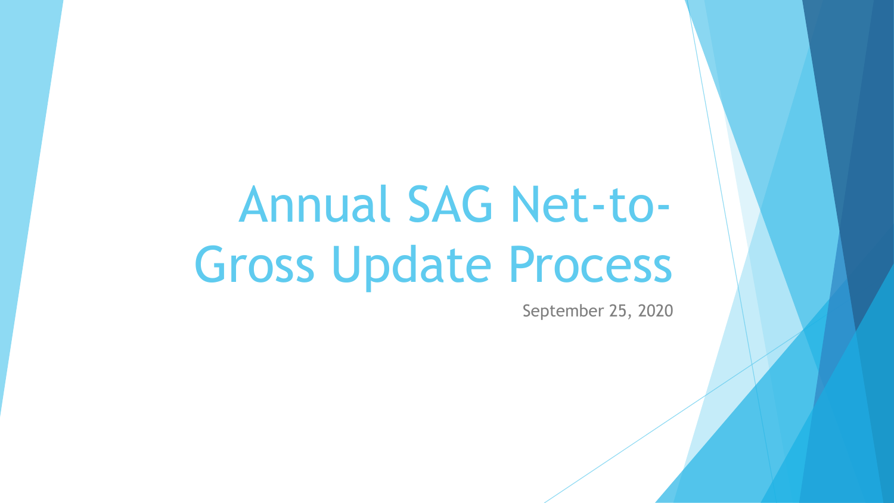# Annual SAG Net-to-Gross Update Process

September 25, 2020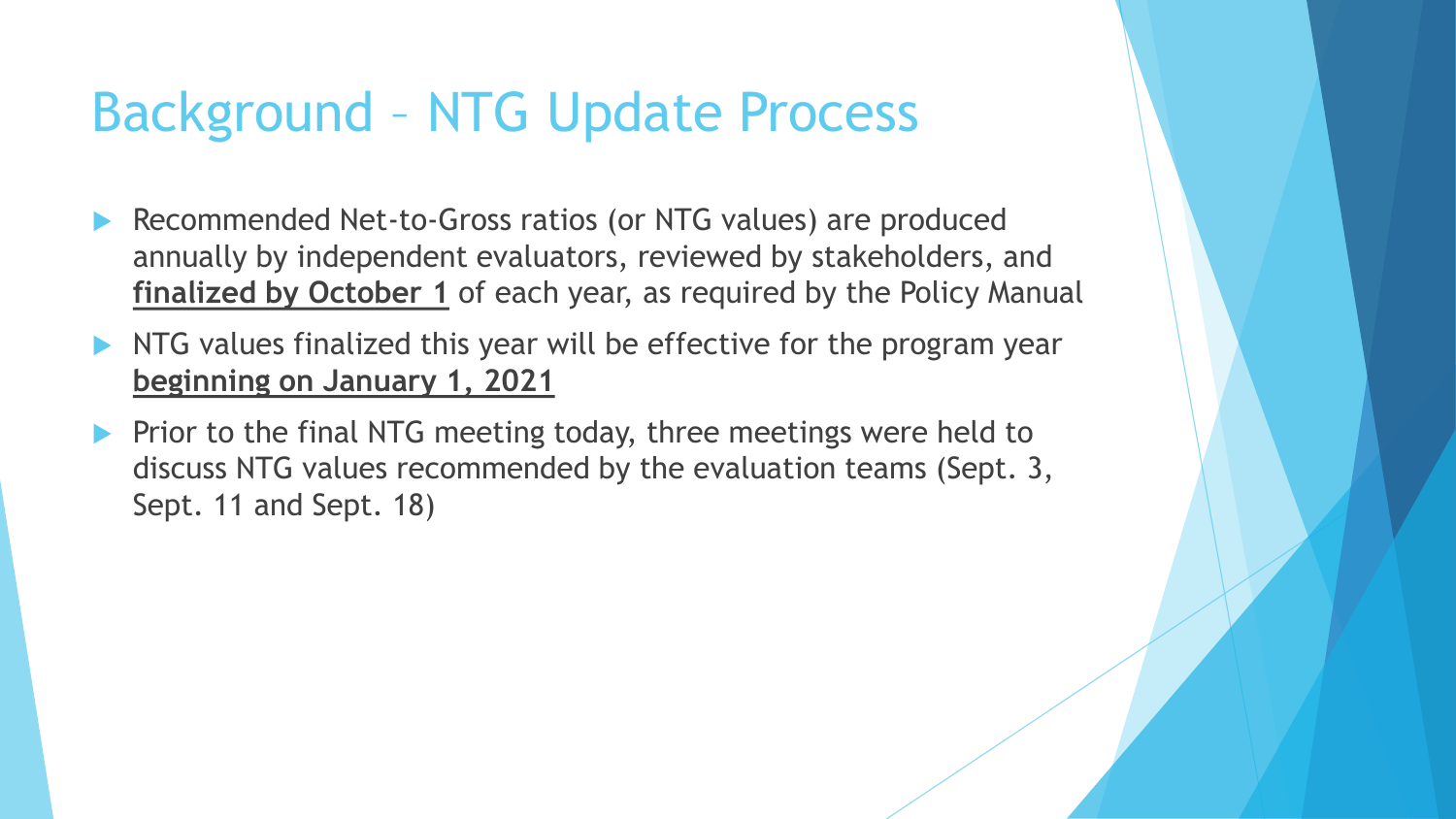# Background – NTG Update Process

- Recommended Net-to-Gross ratios (or NTG values) are produced annually by independent evaluators, reviewed by stakeholders, and **finalized by October 1** of each year, as required by the Policy Manual
- NTG values finalized this year will be effective for the program year **beginning on January 1, 2021**
- Prior to the final NTG meeting today, three meetings were held to discuss NTG values recommended by the evaluation teams (Sept. 3, Sept. 11 and Sept. 18)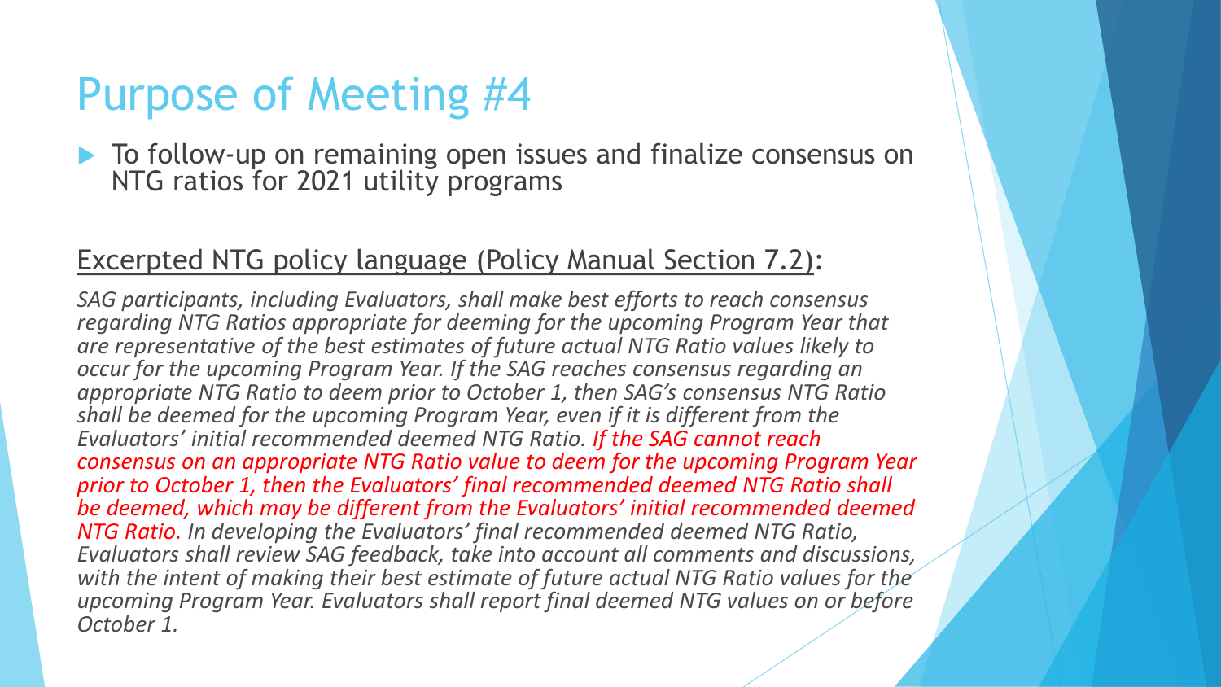# Purpose of Meeting #4

- To follow-up on remaining open issues and finalize consensus on NTG ratios for 2021 utility programs

Excerpted NTG policy language (Policy Manual Section 7.2):

*SAG participants, including Evaluators, shall make best efforts to reach consensus regarding NTG Ratios appropriate for deeming for the upcoming Program Year that are representative of the best estimates of future actual NTG Ratio values likely to occur for the upcoming Program Year. If the SAG reaches consensus regarding an appropriate NTG Ratio to deem prior to October 1, then SAG's consensus NTG Ratio shall be deemed for the upcoming Program Year, even if it is different from the Evaluators' initial recommended deemed NTG Ratio. If the SAG cannot reach consensus on an appropriate NTG Ratio value to deem for the upcoming Program Year prior to October 1, then the Evaluators' final recommended deemed NTG Ratio shall be deemed, which may be different from the Evaluators' initial recommended deemed NTG Ratio. In developing the Evaluators' final recommended deemed NTG Ratio, Evaluators shall review SAG feedback, take into account all comments and discussions, with the intent of making their best estimate of future actual NTG Ratio values for the upcoming Program Year. Evaluators shall report final deemed NTG values on or before October 1.*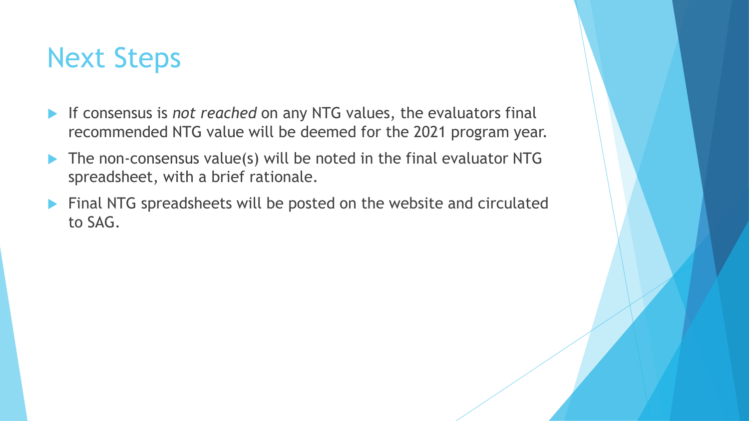# Next Steps

- If consensus is *not reached* on any NTG values, the evaluators final recommended NTG value will be deemed for the 2021 program year.
- The non-consensus value(s) will be noted in the final evaluator NTG spreadsheet, with a brief rationale.
- Final NTG spreadsheets will be posted on the website and circulated to SAG.